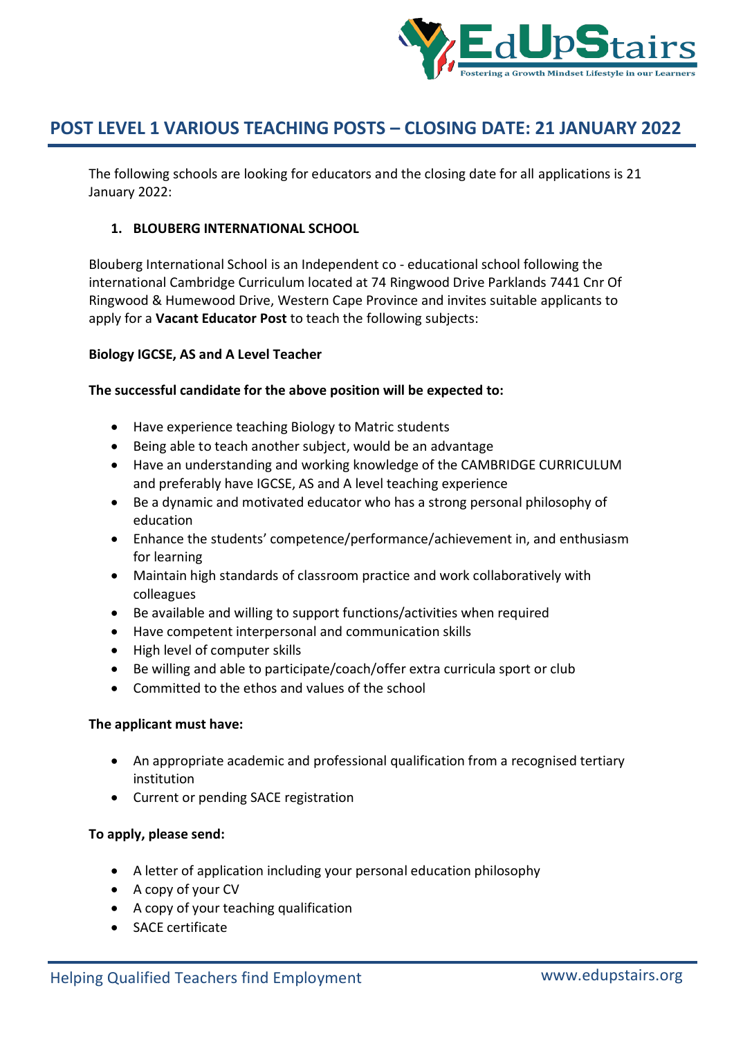# POST LEVEL 1 VARIOUS TEACHING POSTS – CLOSING DATE: 21 JANUARY 2022

The following schools are looking for educators and the closing date for all applications is 21 January 2022:

## 1. BLOUBERG INTERNATIONAL SCHOOL

Blouberg International School is an Independent co - educational school following the international Cambridge Curriculum located at 74 Ringwood Drive Parklands 7441 Cnr Of Ringwood & Humewood Drive, Western Cape Province and invites suitable applicants to apply for a **Vacant Educator Post** to teach the following subjects:

**Biology IGCSE, AS and A Level Teacher**

**The successful candidate for the above position will be expected to:**

- Have experience teaching Biology to Matric students
- Being able to teach another subject, would be an advantage
- Have an understanding and working knowledge of the CAMBRIDGE CURRICULUM and preferably have IGCSE, AS and A level teaching experience
- Be a dynamic and motivated educator who has a strong personal philosophy of education
- Enhance the students' competence/performance/achievement in, and enthusiasm for learning
- Maintain high standards of classroom practice and work collaboratively with colleagues
- Be available and willing to support functions/activities when required
- Have competent interpersonal and communication skills
- High level of computer skills
- Be willing and able to participate/coach/offer extra curricula sport or club
- Committed to the ethos and values of the school

**The applicant must have:**

- An appropriate academic and professional qualification from a recognised tertiary institution
- Current or pending SACE registration

**To apply, please send:**

- A letter of application including your personal education philosophy
- A copy of your CV
- A copy of your teaching qualification
- SACE certificate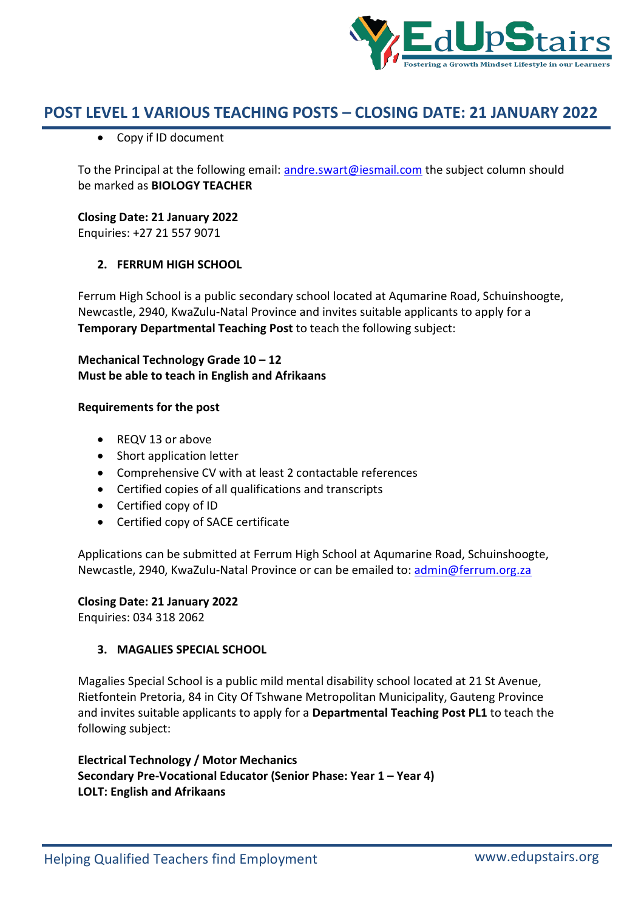- Copy if ID document

To the Principal at the following email: andre.swart@iesmail.com the subject column should be marked as **BIOLOGY TEACHER**

**Closing Date: 21 January 2022**
Enquiries: +27 21 557 9071

2. **FERRUM HIGH SCHOOL**

Ferrum High School is a public secondary school located at Aqumarine Road, Schuinshoogte, Newcastle, 2940, KwaZulu-Natal Province and invites suitable applicants to apply for a **Temporary Departmental Teaching Post** to teach the following subject:

**Mechanical Technology Grade 10 – 12**
**Must be able to teach in English and Afrikaans**

**Requirements for the post**

- REQV 13 or above
- Short application letter
- Comprehensive CV with at least 2 contactable references
- Certified copies of all qualifications and transcripts
- Certified copy of ID
- Certified copy of SACE certificate

Applications can be submitted at Ferrum High School at Aqumarine Road, Schuinshoogte, Newcastle, 2940, KwaZulu-Natal Province or can be emailed to: admin@ferrum.org.za

**Closing Date: 21 January 2022**
Enquiries: 034 318 2062

3. **MAGALIES SPECIAL SCHOOL**

Magalies Special School is a public mild mental disability school located at 21 St Avenue, Rietfontein Pretoria, 84 in City Of Tshwane Metropolitan Municipality, Gauteng Province and invites suitable applicants to apply for a **Departmental Teaching Post PL1** to teach the following subject:

**Electrical Technology / Motor Mechanics**
**Secondary Pre-Vocational Educator (Senior Phase: Year 1 – Year 4)**
**LOLT: English and Afrikaans**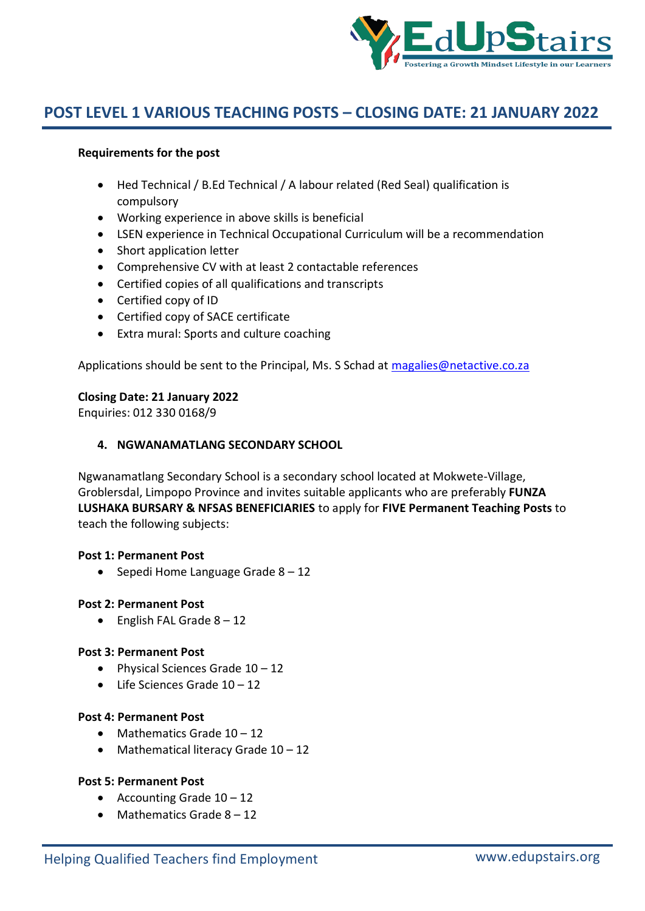## POST LEVEL 1 VARIOUS TEACHING POSTS – CLOSING DATE: 21 JANUARY 2022

**Requirements for the post**

- Hed Technical / B.Ed Technical / A labour related (Red Seal) qualification is compulsory
- Working experience in above skills is beneficial
- LSEN experience in Technical Occupational Curriculum will be a recommendation
- Short application letter
- Comprehensive CV with at least 2 contactable references
- Certified copies of all qualifications and transcripts
- Certified copy of ID
- Certified copy of SACE certificate
- Extra mural: Sports and culture coaching

Applications should be sent to the Principal, Ms. S Schad at magalies@netactive.co.za

**Closing Date: 21 January 2022**
Enquiries: 012 330 0168/9

### 4. NGWANAMATLANG SECONDARY SCHOOL

Ngwanamatlang Secondary School is a secondary school located at Mokwete-Village, Groblersdal, Limpopo Province and invites suitable applicants who are preferably **FUNZA LUSHAKA BURSARY & NFSAS BENEFICIARIES** to apply for **FIVE Permanent Teaching Posts** to teach the following subjects:

**Post 1: Permanent Post**

- Sepedi Home Language Grade 8 – 12

**Post 2: Permanent Post**

- English FAL Grade 8 – 12

**Post 3: Permanent Post**

- Physical Sciences Grade 10 – 12
- Life Sciences Grade 10 – 12

**Post 4: Permanent Post**

- Mathematics Grade 10 – 12
- Mathematical literacy Grade 10 – 12

**Post 5: Permanent Post**

- Accounting Grade 10 – 12
- Mathematics Grade 8 – 12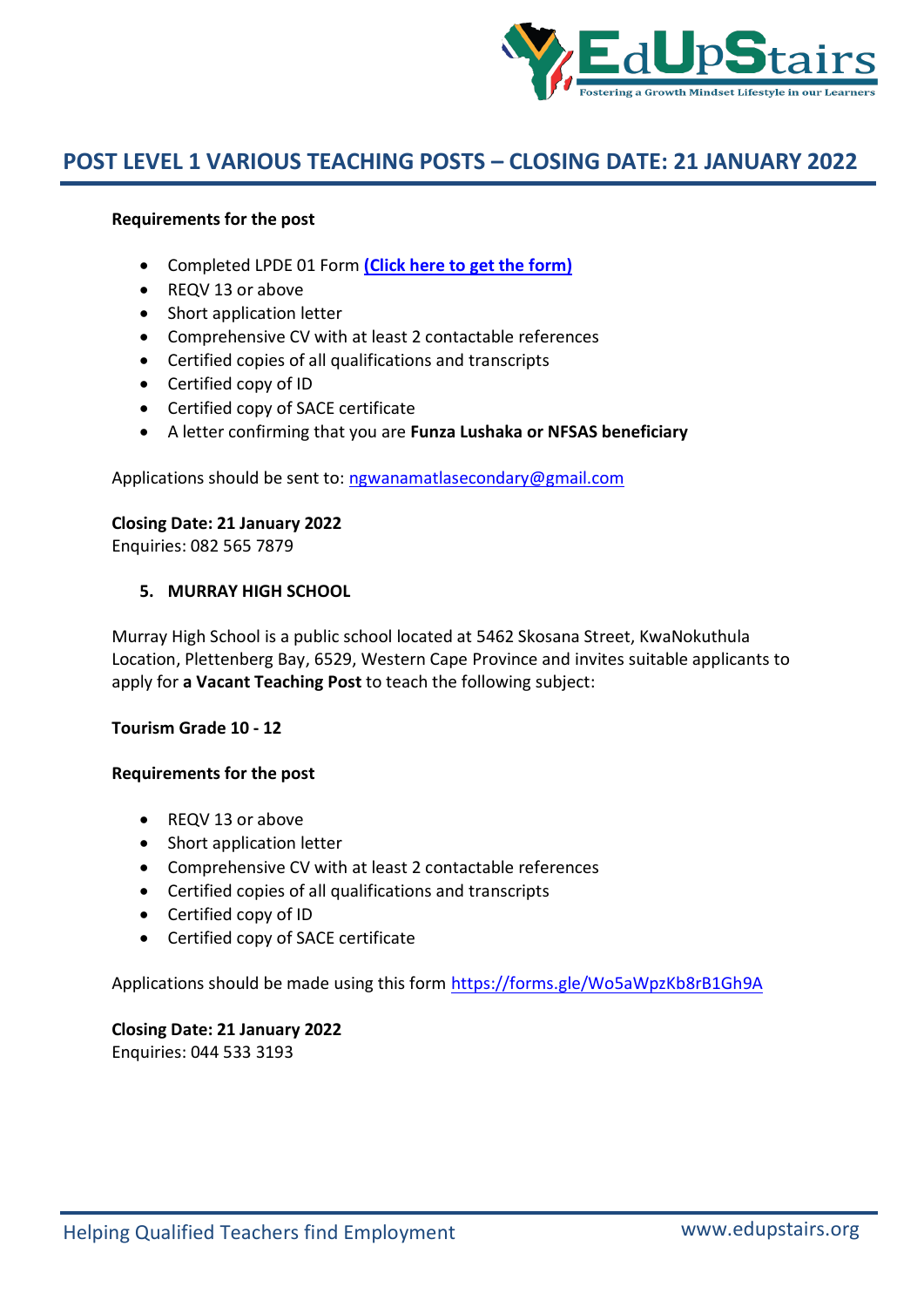## POST LEVEL 1 VARIOUS TEACHING POSTS – CLOSING DATE: 21 JANUARY 2022

**Requirements for the post**

- Completed LPDE 01 Form **(Click here to get the form)**
- REQV 13 or above
- Short application letter
- Comprehensive CV with at least 2 contactable references
- Certified copies of all qualifications and transcripts
- Certified copy of ID
- Certified copy of SACE certificate
- A letter confirming that you are **Funza Lushaka or NFSAS beneficiary**

Applications should be sent to: ngwanamatlasecondary@gmail.com

**Closing Date: 21 January 2022**
Enquiries: 082 565 7879

### 5. MURRAY HIGH SCHOOL

Murray High School is a public school located at 5462 Skosana Street, KwaNokuthula Location, Plettenberg Bay, 6529, Western Cape Province and invites suitable applicants to apply for **a Vacant Teaching Post** to teach the following subject:

**Tourism Grade 10 - 12**

**Requirements for the post**

- REQV 13 or above
- Short application letter
- Comprehensive CV with at least 2 contactable references
- Certified copies of all qualifications and transcripts
- Certified copy of ID
- Certified copy of SACE certificate

Applications should be made using this form https://forms.gle/Wo5aWpzKb8rB1Gh9A

**Closing Date: 21 January 2022**
Enquiries: 044 533 3193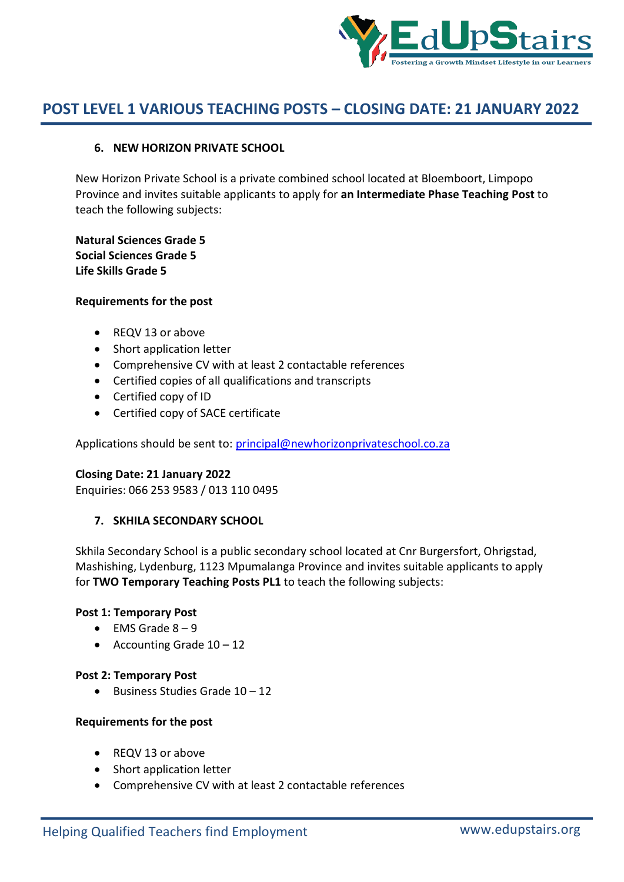## POST LEVEL 1 VARIOUS TEACHING POSTS – CLOSING DATE: 21 JANUARY 2022

### 6. NEW HORIZON PRIVATE SCHOOL

New Horizon Private School is a private combined school located at Bloemboort, Limpopo Province and invites suitable applicants to apply for **an Intermediate Phase Teaching Post** to teach the following subjects:

**Natural Sciences Grade 5**
**Social Sciences Grade 5**
**Life Skills Grade 5**

**Requirements for the post**

- REQV 13 or above
- Short application letter
- Comprehensive CV with at least 2 contactable references
- Certified copies of all qualifications and transcripts
- Certified copy of ID
- Certified copy of SACE certificate

Applications should be sent to: principal@newhorizonprivateschool.co.za

**Closing Date: 21 January 2022**
Enquiries: 066 253 9583 / 013 110 0495

### 7. SKHILA SECONDARY SCHOOL

Skhila Secondary School is a public secondary school located at Cnr Burgersfort, Ohrigstad, Mashishing, Lydenburg, 1123 Mpumalanga Province and invites suitable applicants to apply for **TWO Temporary Teaching Posts PL1** to teach the following subjects:

**Post 1: Temporary Post**

- EMS Grade 8 – 9
- Accounting Grade 10 – 12

**Post 2: Temporary Post**

- Business Studies Grade 10 – 12

**Requirements for the post**

- REQV 13 or above
- Short application letter
- Comprehensive CV with at least 2 contactable references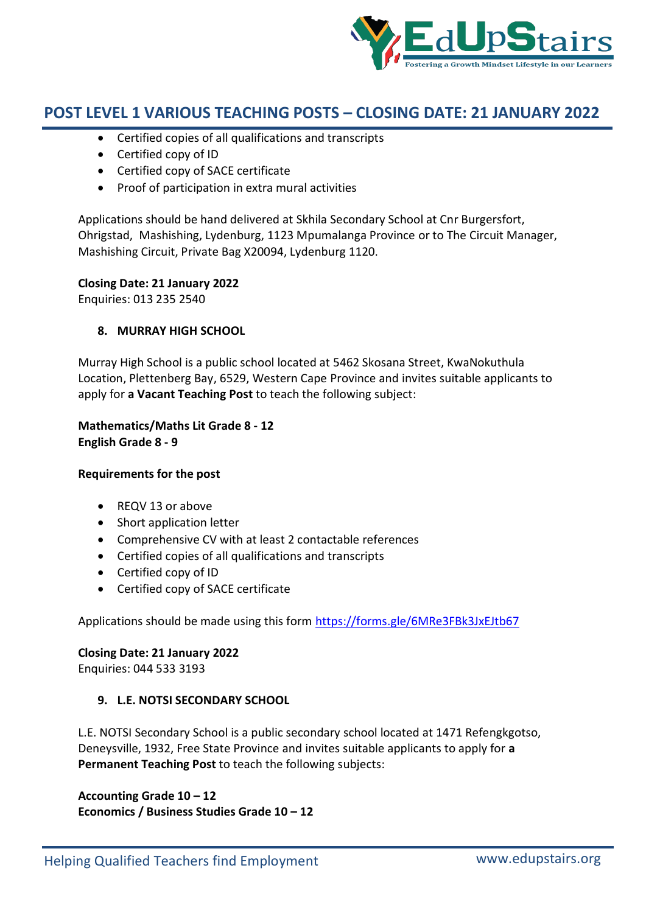- Certified copies of all qualifications and transcripts
- Certified copy of ID
- Certified copy of SACE certificate
- Proof of participation in extra mural activities

Applications should be hand delivered at Skhila Secondary School at Cnr Burgersfort, Ohrigstad, Mashishing, Lydenburg, 1123 Mpumalanga Province or to The Circuit Manager, Mashishing Circuit, Private Bag X20094, Lydenburg 1120.

**Closing Date: 21 January 2022**
Enquiries: 013 235 2540

### 8. MURRAY HIGH SCHOOL

Murray High School is a public school located at 5462 Skosana Street, KwaNokuthula Location, Plettenberg Bay, 6529, Western Cape Province and invites suitable applicants to apply for **a Vacant Teaching Post** to teach the following subject:

**Mathematics/Maths Lit Grade 8 - 12**
**English Grade 8 - 9**

**Requirements for the post**

- REQV 13 or above
- Short application letter
- Comprehensive CV with at least 2 contactable references
- Certified copies of all qualifications and transcripts
- Certified copy of ID
- Certified copy of SACE certificate

Applications should be made using this form https://forms.gle/6MRe3FBk3JxEJtb67

**Closing Date: 21 January 2022**
Enquiries: 044 533 3193

### 9. L.E. NOTSI SECONDARY SCHOOL

L.E. NOTSI Secondary School is a public secondary school located at 1471 Refengkgotso, Deneysville, 1932, Free State Province and invites suitable applicants to apply for **a Permanent Teaching Post** to teach the following subjects:

**Accounting Grade 10 – 12**
**Economics / Business Studies Grade 10 – 12**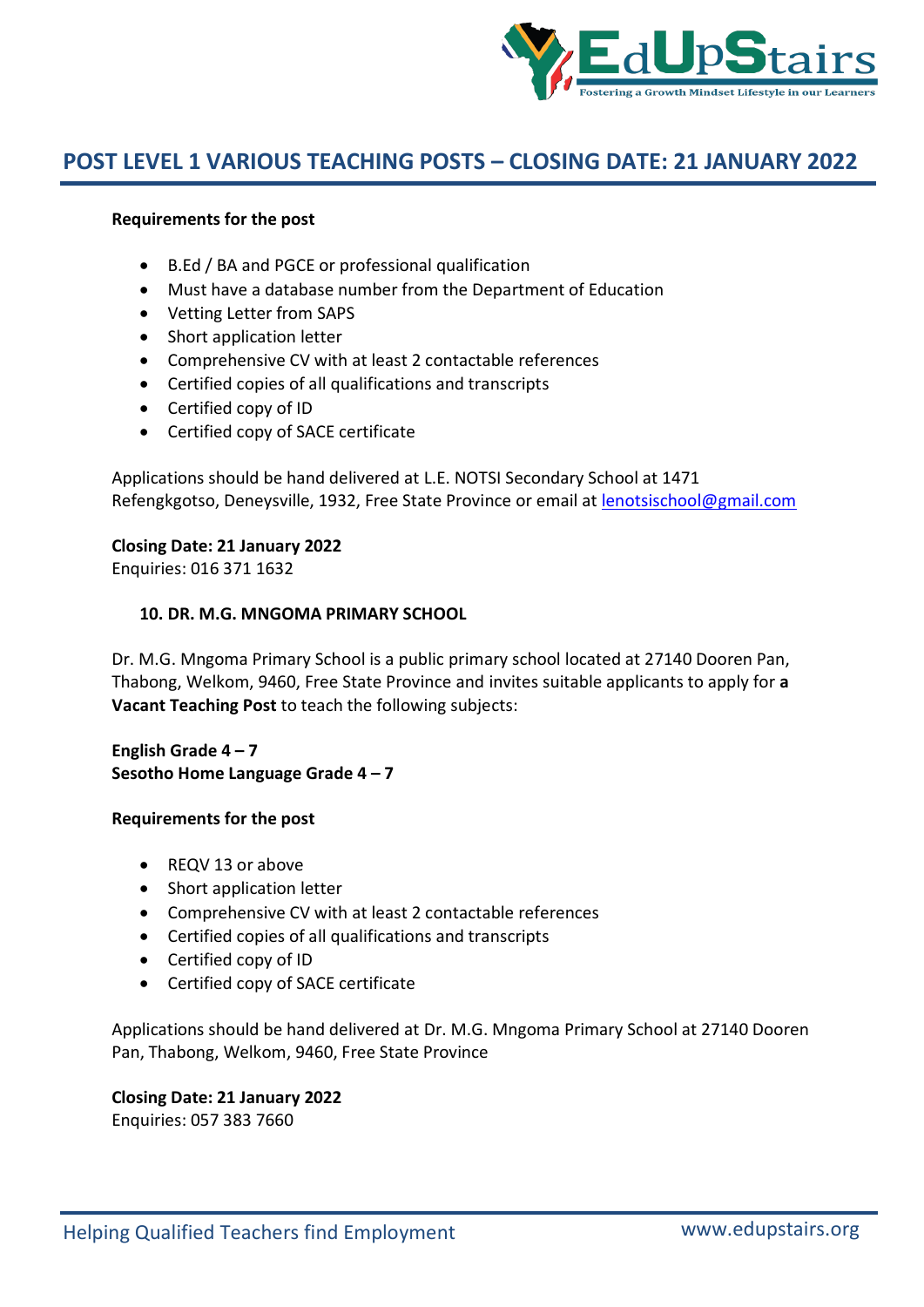# POST LEVEL 1 VARIOUS TEACHING POSTS – CLOSING DATE: 21 JANUARY 2022

**Requirements for the post**

- B.Ed / BA and PGCE or professional qualification
- Must have a database number from the Department of Education
- Vetting Letter from SAPS
- Short application letter
- Comprehensive CV with at least 2 contactable references
- Certified copies of all qualifications and transcripts
- Certified copy of ID
- Certified copy of SACE certificate

Applications should be hand delivered at L.E. NOTSI Secondary School at 1471 Refengkgotso, Deneysville, 1932, Free State Province or email at lenotsischool@gmail.com

**Closing Date: 21 January 2022**
Enquiries: 016 371 1632

### 10. DR. M.G. MNGOMA PRIMARY SCHOOL

Dr. M.G. Mngoma Primary School is a public primary school located at 27140 Dooren Pan, Thabong, Welkom, 9460, Free State Province and invites suitable applicants to apply for **a Vacant Teaching Post** to teach the following subjects:

**English Grade 4 – 7**
**Sesotho Home Language Grade 4 – 7**

**Requirements for the post**

- REQV 13 or above
- Short application letter
- Comprehensive CV with at least 2 contactable references
- Certified copies of all qualifications and transcripts
- Certified copy of ID
- Certified copy of SACE certificate

Applications should be hand delivered at Dr. M.G. Mngoma Primary School at 27140 Dooren Pan, Thabong, Welkom, 9460, Free State Province

**Closing Date: 21 January 2022**
Enquiries: 057 383 7660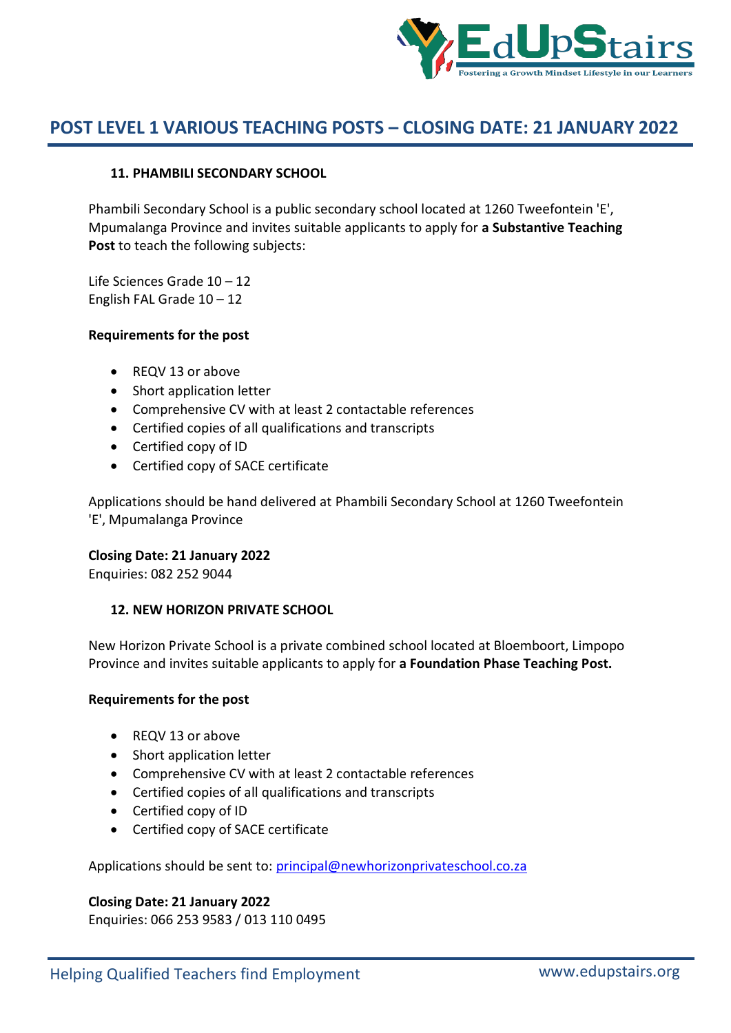# POST LEVEL 1 VARIOUS TEACHING POSTS – CLOSING DATE: 21 JANUARY 2022

### 11. PHAMBILI SECONDARY SCHOOL

Phambili Secondary School is a public secondary school located at 1260 Tweefontein 'E', Mpumalanga Province and invites suitable applicants to apply for **a Substantive Teaching Post** to teach the following subjects:

Life Sciences Grade 10 – 12
English FAL Grade 10 – 12

**Requirements for the post**

- REQV 13 or above
- Short application letter
- Comprehensive CV with at least 2 contactable references
- Certified copies of all qualifications and transcripts
- Certified copy of ID
- Certified copy of SACE certificate

Applications should be hand delivered at Phambili Secondary School at 1260 Tweefontein 'E', Mpumalanga Province

**Closing Date: 21 January 2022**
Enquiries: 082 252 9044

### 12. NEW HORIZON PRIVATE SCHOOL

New Horizon Private School is a private combined school located at Bloemboort, Limpopo Province and invites suitable applicants to apply for **a Foundation Phase Teaching Post.**

**Requirements for the post**

- REQV 13 or above
- Short application letter
- Comprehensive CV with at least 2 contactable references
- Certified copies of all qualifications and transcripts
- Certified copy of ID
- Certified copy of SACE certificate

Applications should be sent to: principal@newhorizonprivateschool.co.za

**Closing Date: 21 January 2022**
Enquiries: 066 253 9583 / 013 110 0495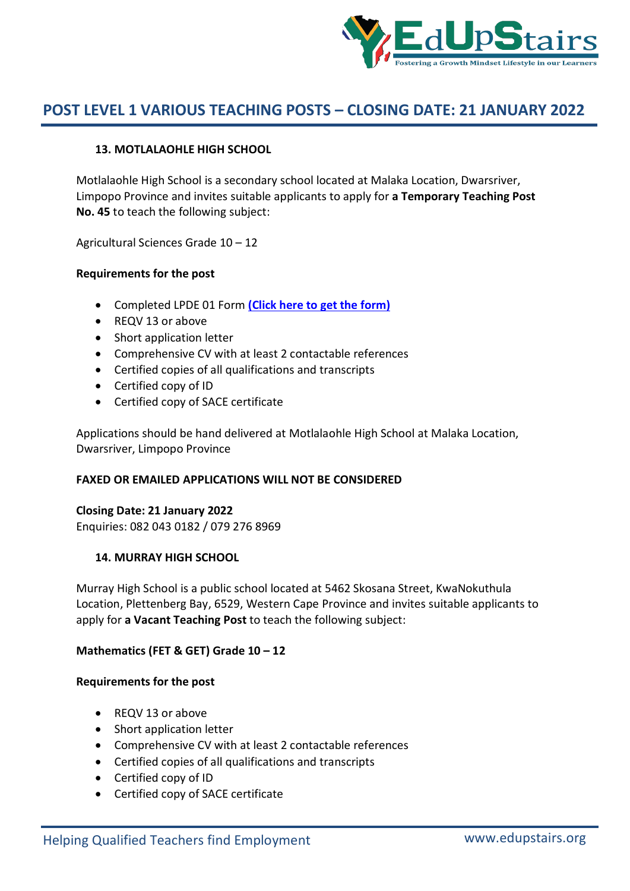# POST LEVEL 1 VARIOUS TEACHING POSTS – CLOSING DATE: 21 JANUARY 2022

### 13. MOTLALAOHLE HIGH SCHOOL

Motlalaohle High School is a secondary school located at Malaka Location, Dwarsriver, Limpopo Province and invites suitable applicants to apply for **a Temporary Teaching Post No. 45** to teach the following subject:

Agricultural Sciences Grade 10 – 12

**Requirements for the post**

- Completed LPDE 01 Form **(Click here to get the form)**
- REQV 13 or above
- Short application letter
- Comprehensive CV with at least 2 contactable references
- Certified copies of all qualifications and transcripts
- Certified copy of ID
- Certified copy of SACE certificate

Applications should be hand delivered at Motlalaohle High School at Malaka Location, Dwarsriver, Limpopo Province

**FAXED OR EMAILED APPLICATIONS WILL NOT BE CONSIDERED**

**Closing Date: 21 January 2022**
Enquiries: 082 043 0182 / 079 276 8969

### 14. MURRAY HIGH SCHOOL

Murray High School is a public school located at 5462 Skosana Street, KwaNokuthula Location, Plettenberg Bay, 6529, Western Cape Province and invites suitable applicants to apply for **a Vacant Teaching Post** to teach the following subject:

**Mathematics (FET & GET) Grade 10 – 12**

**Requirements for the post**

- REQV 13 or above
- Short application letter
- Comprehensive CV with at least 2 contactable references
- Certified copies of all qualifications and transcripts
- Certified copy of ID
- Certified copy of SACE certificate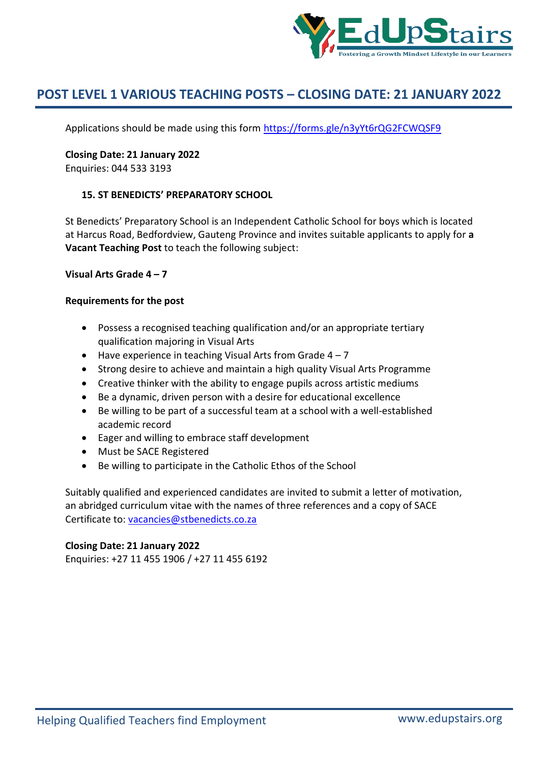# POST LEVEL 1 VARIOUS TEACHING POSTS – CLOSING DATE: 21 JANUARY 2022

Applications should be made using this form https://forms.gle/n3yYt6rQG2FCWQSF9

**Closing Date: 21 January 2022**
Enquiries: 044 533 3193

### 15. ST BENEDICTS' PREPARATORY SCHOOL

St Benedicts' Preparatory School is an Independent Catholic School for boys which is located at Harcus Road, Bedfordview, Gauteng Province and invites suitable applicants to apply for **a Vacant Teaching Post** to teach the following subject:

**Visual Arts Grade 4 – 7**

**Requirements for the post**

- Possess a recognised teaching qualification and/or an appropriate tertiary qualification majoring in Visual Arts
- Have experience in teaching Visual Arts from Grade 4 – 7
- Strong desire to achieve and maintain a high quality Visual Arts Programme
- Creative thinker with the ability to engage pupils across artistic mediums
- Be a dynamic, driven person with a desire for educational excellence
- Be willing to be part of a successful team at a school with a well-established academic record
- Eager and willing to embrace staff development
- Must be SACE Registered
- Be willing to participate in the Catholic Ethos of the School

Suitably qualified and experienced candidates are invited to submit a letter of motivation, an abridged curriculum vitae with the names of three references and a copy of SACE Certificate to: vacancies@stbenedicts.co.za

**Closing Date: 21 January 2022**
Enquiries: +27 11 455 1906 / +27 11 455 6192